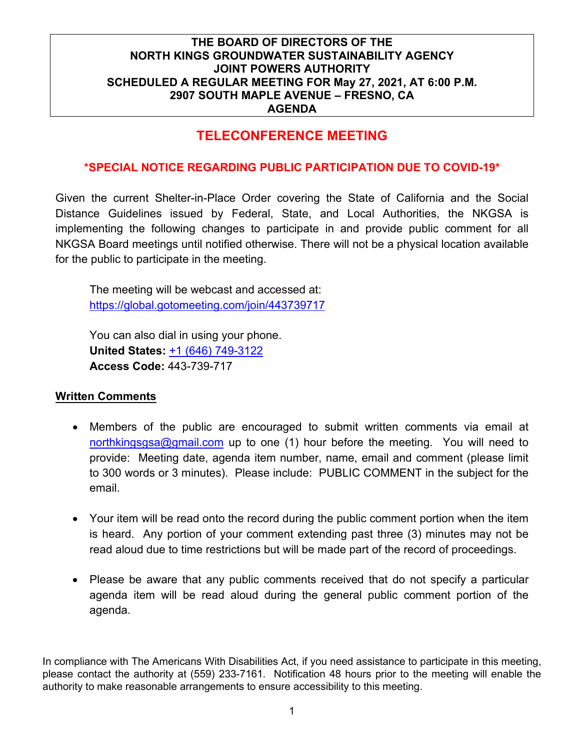**THE BOARD OF DIRECTORS OF THE**
**NORTH KINGS GROUNDWATER SUSTAINABILITY AGENCY**
**JOINT POWERS AUTHORITY**
**SCHEDULED A REGULAR MEETING FOR May 27, 2021, AT 6:00 P.M.**
**2907 SOUTH MAPLE AVENUE – FRESNO, CA**
**AGENDA**

# TELECONFERENCE MEETING

### \*SPECIAL NOTICE REGARDING PUBLIC PARTICIPATION DUE TO COVID-19\*

Given the current Shelter-in-Place Order covering the State of California and the Social Distance Guidelines issued by Federal, State, and Local Authorities, the NKGSA is implementing the following changes to participate in and provide public comment for all NKGSA Board meetings until notified otherwise. There will not be a physical location available for the public to participate in the meeting.

The meeting will be webcast and accessed at:
https://global.gotomeeting.com/join/443739717

You can also dial in using your phone.
**United States:** +1 (646) 749-3122
**Access Code:** 443-739-717

**Written Comments**

- Members of the public are encouraged to submit written comments via email at northkingsgsa@gmail.com up to one (1) hour before the meeting. You will need to provide: Meeting date, agenda item number, name, email and comment (please limit to 300 words or 3 minutes). Please include: PUBLIC COMMENT in the subject for the email.

- Your item will be read onto the record during the public comment portion when the item is heard. Any portion of your comment extending past three (3) minutes may not be read aloud due to time restrictions but will be made part of the record of proceedings.

- Please be aware that any public comments received that do not specify a particular agenda item will be read aloud during the general public comment portion of the agenda.

In compliance with The Americans With Disabilities Act, if you need assistance to participate in this meeting, please contact the authority at (559) 233-7161. Notification 48 hours prior to the meeting will enable the authority to make reasonable arrangements to ensure accessibility to this meeting.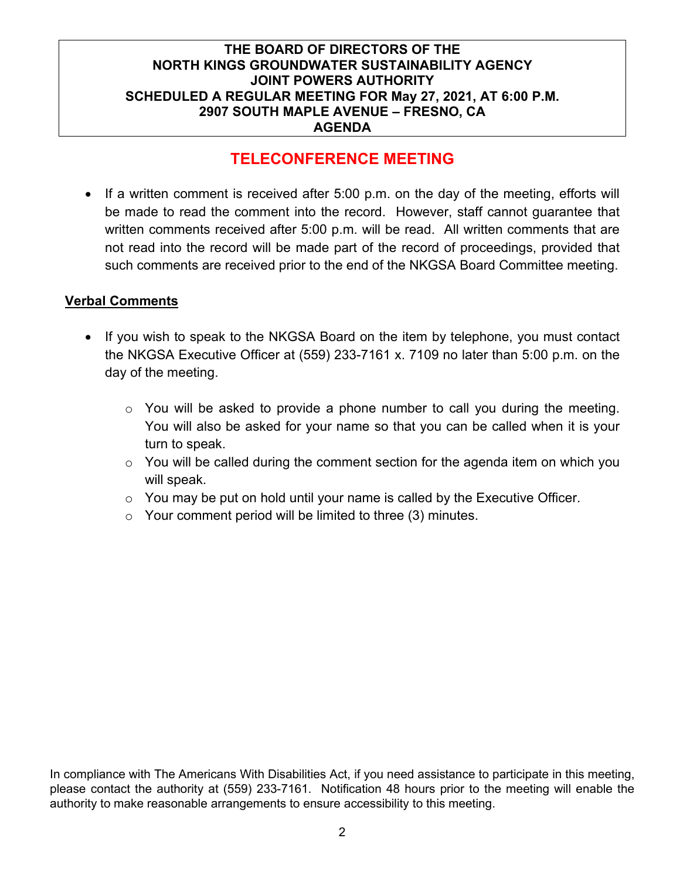**THE BOARD OF DIRECTORS OF THE**
**NORTH KINGS GROUNDWATER SUSTAINABILITY AGENCY**
**JOINT POWERS AUTHORITY**
**SCHEDULED A REGULAR MEETING FOR May 27, 2021, AT 6:00 P.M.**
**2907 SOUTH MAPLE AVENUE – FRESNO, CA**
**AGENDA**

## TELECONFERENCE MEETING

- If a written comment is received after 5:00 p.m. on the day of the meeting, efforts will be made to read the comment into the record. However, staff cannot guarantee that written comments received after 5:00 p.m. will be read. All written comments that are not read into the record will be made part of the record of proceedings, provided that such comments are received prior to the end of the NKGSA Board Committee meeting.

**Verbal Comments**

- If you wish to speak to the NKGSA Board on the item by telephone, you must contact the NKGSA Executive Officer at (559) 233-7161 x. 7109 no later than 5:00 p.m. on the day of the meeting.
  - You will be asked to provide a phone number to call you during the meeting. You will also be asked for your name so that you can be called when it is your turn to speak.
  - You will be called during the comment section for the agenda item on which you will speak.
  - You may be put on hold until your name is called by the Executive Officer.
  - Your comment period will be limited to three (3) minutes.

In compliance with The Americans With Disabilities Act, if you need assistance to participate in this meeting, please contact the authority at (559) 233-7161. Notification 48 hours prior to the meeting will enable the authority to make reasonable arrangements to ensure accessibility to this meeting.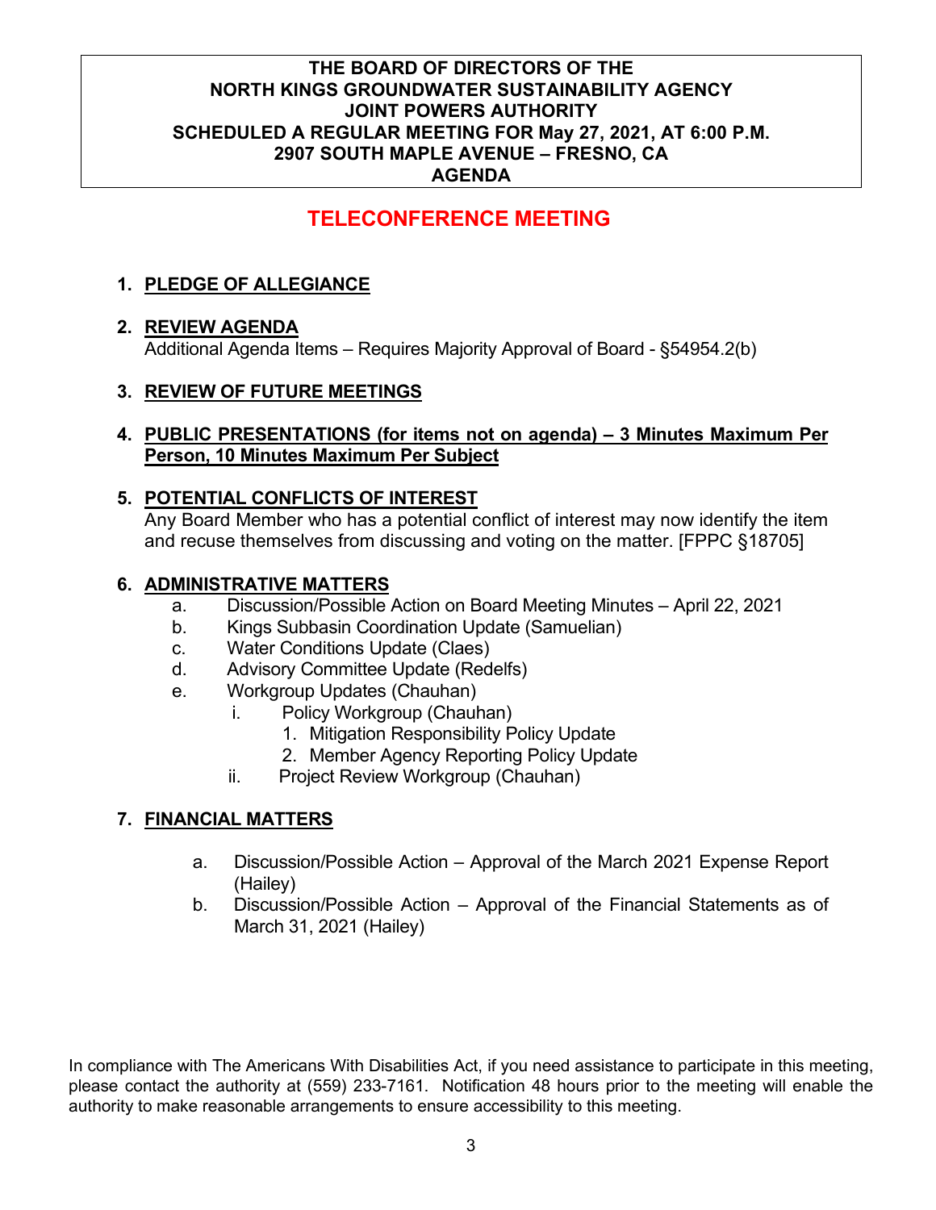**THE BOARD OF DIRECTORS OF THE**
**NORTH KINGS GROUNDWATER SUSTAINABILITY AGENCY**
**JOINT POWERS AUTHORITY**
**SCHEDULED A REGULAR MEETING FOR May 27, 2021, AT 6:00 P.M.**
**2907 SOUTH MAPLE AVENUE – FRESNO, CA**
**AGENDA**

# TELECONFERENCE MEETING

1. **PLEDGE OF ALLEGIANCE**

2. **REVIEW AGENDA**
   Additional Agenda Items – Requires Majority Approval of Board - §54954.2(b)

3. **REVIEW OF FUTURE MEETINGS**

4. **PUBLIC PRESENTATIONS (for items not on agenda) – 3 Minutes Maximum Per Person, 10 Minutes Maximum Per Subject**

5. **POTENTIAL CONFLICTS OF INTEREST**
   Any Board Member who has a potential conflict of interest may now identify the item and recuse themselves from discussing and voting on the matter. [FPPC §18705]

6. **ADMINISTRATIVE MATTERS**
   a. Discussion/Possible Action on Board Meeting Minutes – April 22, 2021
   b. Kings Subbasin Coordination Update (Samuelian)
   c. Water Conditions Update (Claes)
   d. Advisory Committee Update (Redelfs)
   e. Workgroup Updates (Chauhan)
      i. Policy Workgroup (Chauhan)
         1. Mitigation Responsibility Policy Update
         2. Member Agency Reporting Policy Update
      ii. Project Review Workgroup (Chauhan)

7. **FINANCIAL MATTERS**
   a. Discussion/Possible Action – Approval of the March 2021 Expense Report (Hailey)
   b. Discussion/Possible Action – Approval of the Financial Statements as of March 31, 2021 (Hailey)

In compliance with The Americans With Disabilities Act, if you need assistance to participate in this meeting, please contact the authority at (559) 233-7161. Notification 48 hours prior to the meeting will enable the authority to make reasonable arrangements to ensure accessibility to this meeting.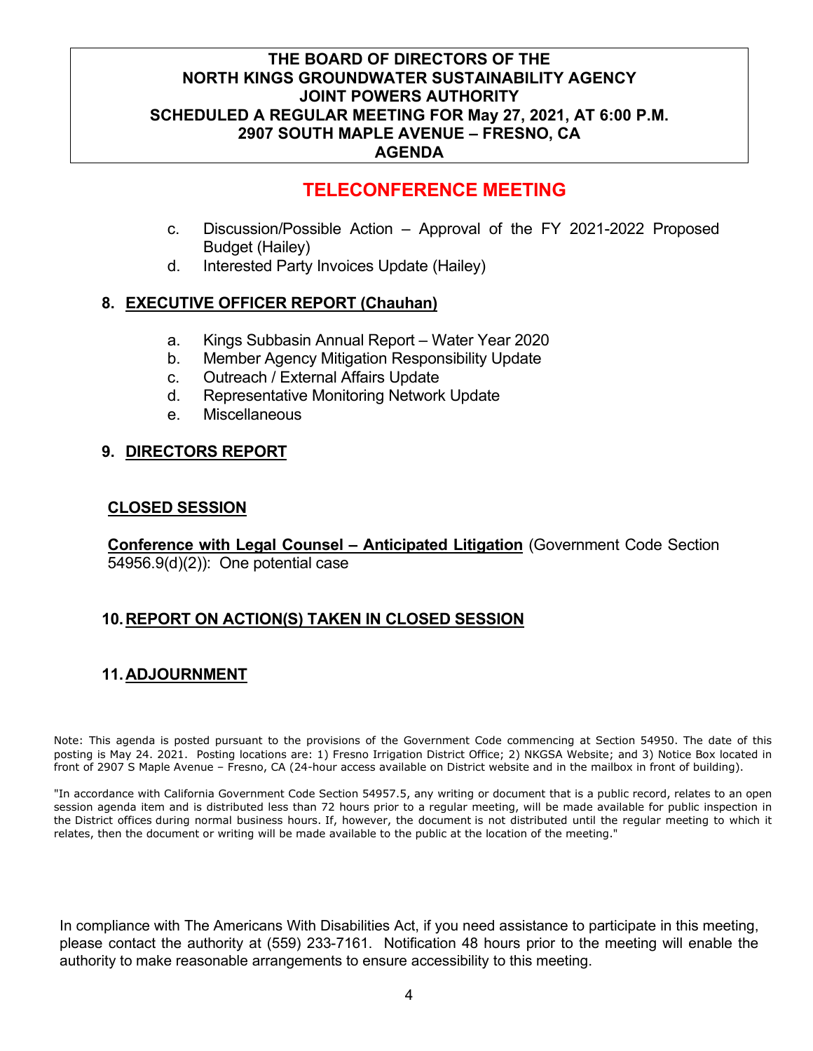**THE BOARD OF DIRECTORS OF THE**
**NORTH KINGS GROUNDWATER SUSTAINABILITY AGENCY**
**JOINT POWERS AUTHORITY**
**SCHEDULED A REGULAR MEETING FOR May 27, 2021, AT 6:00 P.M.**
**2907 SOUTH MAPLE AVENUE – FRESNO, CA**
**AGENDA**

## TELECONFERENCE MEETING

c. Discussion/Possible Action – Approval of the FY 2021-2022 Proposed Budget (Hailey)

d. Interested Party Invoices Update (Hailey)

### 8. EXECUTIVE OFFICER REPORT (Chauhan)

a. Kings Subbasin Annual Report – Water Year 2020
b. Member Agency Mitigation Responsibility Update
c. Outreach / External Affairs Update
d. Representative Monitoring Network Update
e. Miscellaneous

### 9. DIRECTORS REPORT

### CLOSED SESSION

**Conference with Legal Counsel – Anticipated Litigation** (Government Code Section 54956.9(d)(2)): One potential case

### 10. REPORT ON ACTION(S) TAKEN IN CLOSED SESSION

### 11. ADJOURNMENT

Note: This agenda is posted pursuant to the provisions of the Government Code commencing at Section 54950. The date of this posting is May 24. 2021. Posting locations are: 1) Fresno Irrigation District Office; 2) NKGSA Website; and 3) Notice Box located in front of 2907 S Maple Avenue – Fresno, CA (24-hour access available on District website and in the mailbox in front of building).

"In accordance with California Government Code Section 54957.5, any writing or document that is a public record, relates to an open session agenda item and is distributed less than 72 hours prior to a regular meeting, will be made available for public inspection in the District offices during normal business hours. If, however, the document is not distributed until the regular meeting to which it relates, then the document or writing will be made available to the public at the location of the meeting."

In compliance with The Americans With Disabilities Act, if you need assistance to participate in this meeting, please contact the authority at (559) 233-7161. Notification 48 hours prior to the meeting will enable the authority to make reasonable arrangements to ensure accessibility to this meeting.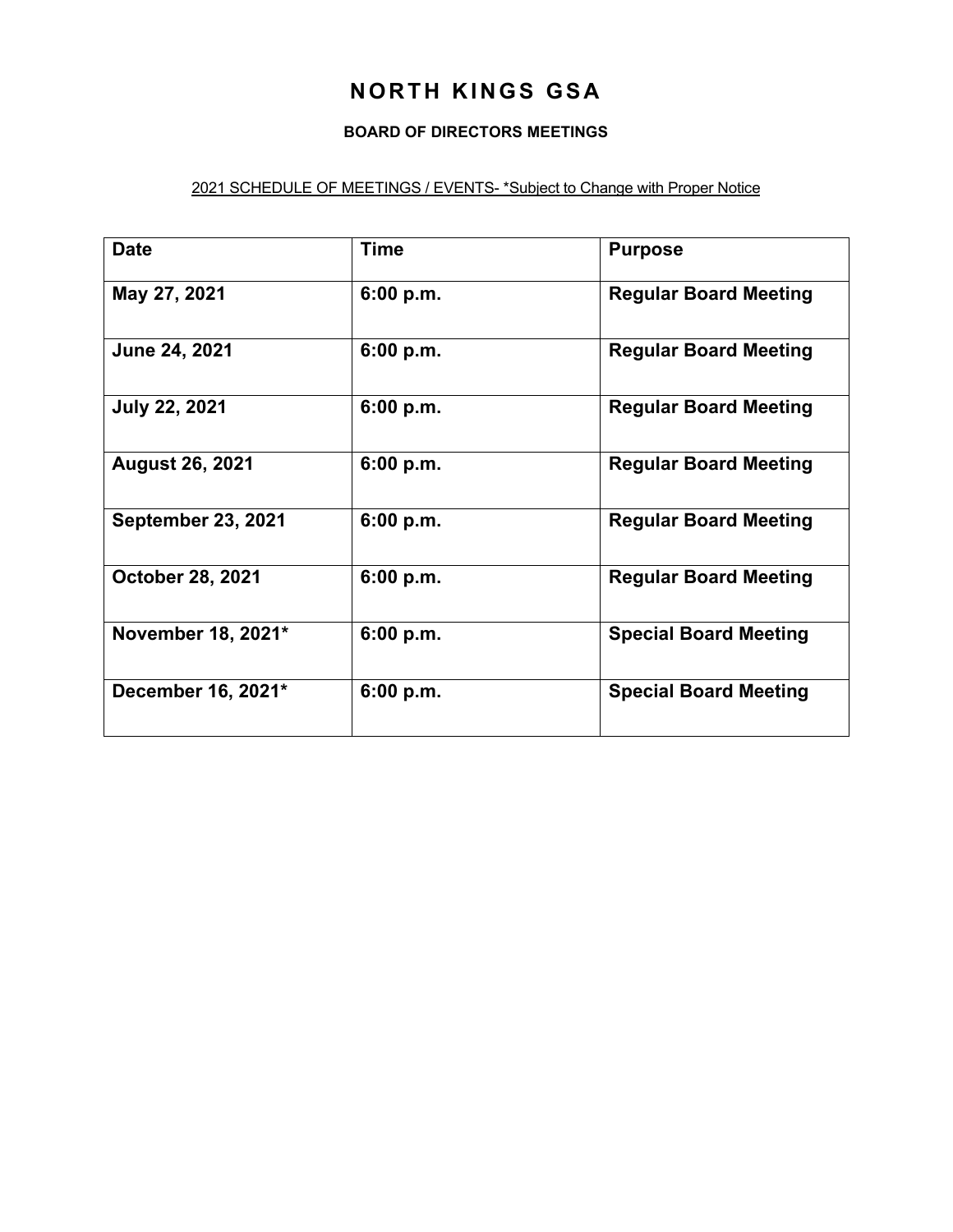# NORTH KINGS GSA

### BOARD OF DIRECTORS MEETINGS

2021 SCHEDULE OF MEETINGS / EVENTS- *Subject to Change with Proper Notice

| Date | Time | Purpose |
|---|---|---|
| **May 27, 2021** | **6:00 p.m.** | **Regular Board Meeting** |
| **June 24, 2021** | **6:00 p.m.** | **Regular Board Meeting** |
| **July 22, 2021** | **6:00 p.m.** | **Regular Board Meeting** |
| **August 26, 2021** | **6:00 p.m.** | **Regular Board Meeting** |
| **September 23, 2021** | **6:00 p.m.** | **Regular Board Meeting** |
| **October 28, 2021** | **6:00 p.m.** | **Regular Board Meeting** |
| **November 18, 2021*** | **6:00 p.m.** | **Special Board Meeting** |
| **December 16, 2021*** | **6:00 p.m.** | **Special Board Meeting** |